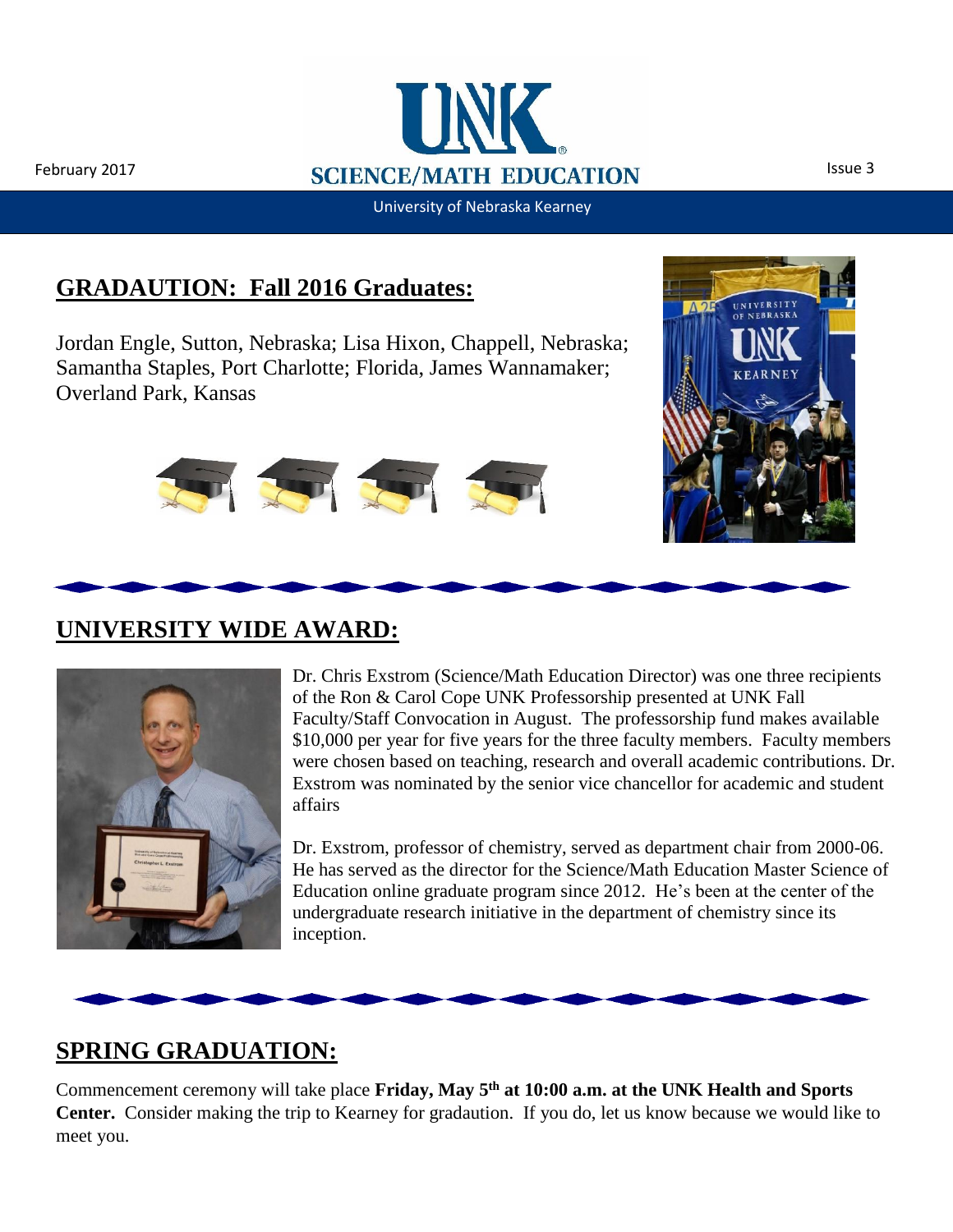February 2017

# SCIENCE/MATH EDUCATION

University of Nebraska Kearney

Issue 3

## GRADAUTION: Fall 2016 Graduates:

Jordan Engle, Sutton, Nebraska; Lisa Hixon, Chappell, Nebraska; Samantha Staples, Port Charlotte; Florida, James Wannamaker; Overland Park, Kansas

## UNIVERSITY WIDE AWARD:

Dr. Chris Exstrom (Science/Math Education Director) was one three recipients of the Ron & Carol Cope UNK Professorship presented at UNK Fall Faculty/Staff Convocation in August. The professorship fund makes available $10,000 per year for five years for the three faculty members. Faculty members were chosen based on teaching, research and overall academic contributions. Dr. Exstrom was nominated by the senior vice chancellor for academic and student affairs

Dr. Exstrom, professor of chemistry, served as department chair from 2000-06. He has served as the director for the Science/Math Education Master Science of Education online graduate program since 2012. He's been at the center of the undergraduate research initiative in the department of chemistry since its inception.

## SPRING GRADUATION:

Commencement ceremony will take place **Friday, May 5th at 10:00 a.m. at the UNK Health and Sports Center.** Consider making the trip to Kearney for gradaution. If you do, let us know because we would like to meet you.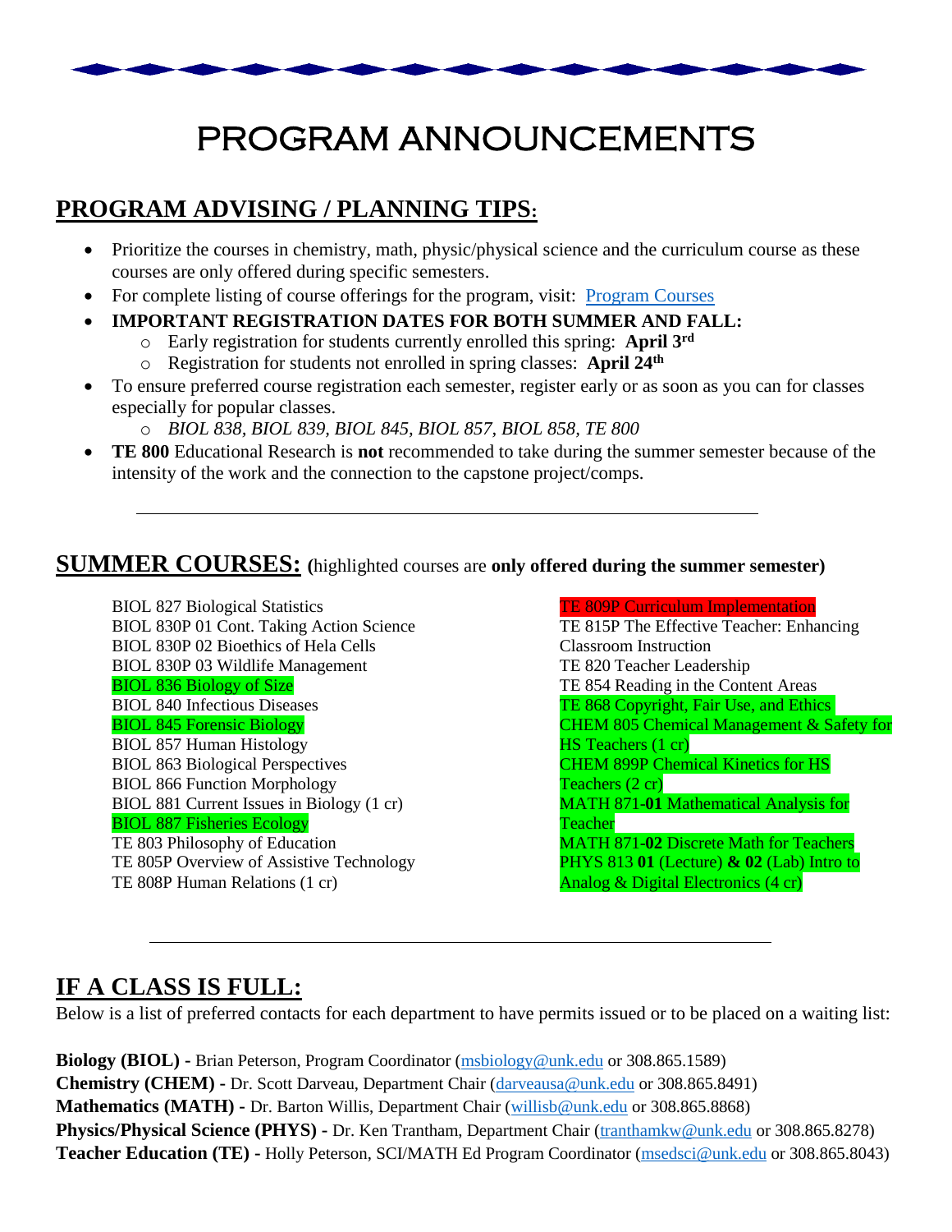# PROGRAM ANNOUNCEMENTS

## PROGRAM ADVISING / PLANNING TIPS:

- Prioritize the courses in chemistry, math, physic/physical science and the curriculum course as these courses are only offered during specific semesters.
- For complete listing of course offerings for the program, visit: [Program Courses]
- **IMPORTANT REGISTRATION DATES FOR BOTH SUMMER AND FALL:**
  - Early registration for students currently enrolled this spring: **April 3rd**
  - Registration for students not enrolled in spring classes: **April 24th**
- To ensure preferred course registration each semester, register early or as soon as you can for classes especially for popular classes.
  - *BIOL 838, BIOL 839, BIOL 845, BIOL 857, BIOL 858, TE 800*
- **TE 800** Educational Research is **not** recommended to take during the summer semester because of the intensity of the work and the connection to the capstone project/comps.

---

## SUMMER COURSES: (highlighted courses are **only offered during the summer semester)**

BIOL 827 Biological Statistics
BIOL 830P 01 Cont. Taking Action Science
BIOL 830P 02 Bioethics of Hela Cells
BIOL 830P 03 Wildlife Management
BIOL 836 Biology of Size
BIOL 840 Infectious Diseases
BIOL 845 Forensic Biology
BIOL 857 Human Histology
BIOL 863 Biological Perspectives
BIOL 866 Function Morphology
BIOL 881 Current Issues in Biology (1 cr)
BIOL 887 Fisheries Ecology
TE 803 Philosophy of Education
TE 805P Overview of Assistive Technology
TE 808P Human Relations (1 cr)
TE 809P Curriculum Implementation
TE 815P The Effective Teacher: Enhancing Classroom Instruction
TE 820 Teacher Leadership
TE 854 Reading in the Content Areas
TE 868 Copyright, Fair Use, and Ethics
CHEM 805 Chemical Management & Safety for HS Teachers (1 cr)
CHEM 899P Chemical Kinetics for HS Teachers (2 cr)
MATH 871-**01** Mathematical Analysis for Teacher
MATH 871-**02** Discrete Math for Teachers
PHYS 813 **01** (Lecture) **& 02** (Lab) Intro to Analog & Digital Electronics (4 cr)

---

## IF A CLASS IS FULL:

Below is a list of preferred contacts for each department to have permits issued or to be placed on a waiting list:

**Biology (BIOL) -** Brian Peterson, Program Coordinator (msbiology@unk.edu or 308.865.1589)
**Chemistry (CHEM) -** Dr. Scott Darveau, Department Chair (darveausa@unk.edu or 308.865.8491)
**Mathematics (MATH) -** Dr. Barton Willis, Department Chair (willisb@unk.edu or 308.865.8868)
**Physics/Physical Science (PHYS) -** Dr. Ken Trantham, Department Chair (tranthamkw@unk.edu or 308.865.8278)
**Teacher Education (TE) -** Holly Peterson, SCI/MATH Ed Program Coordinator (msedsci@unk.edu or 308.865.8043)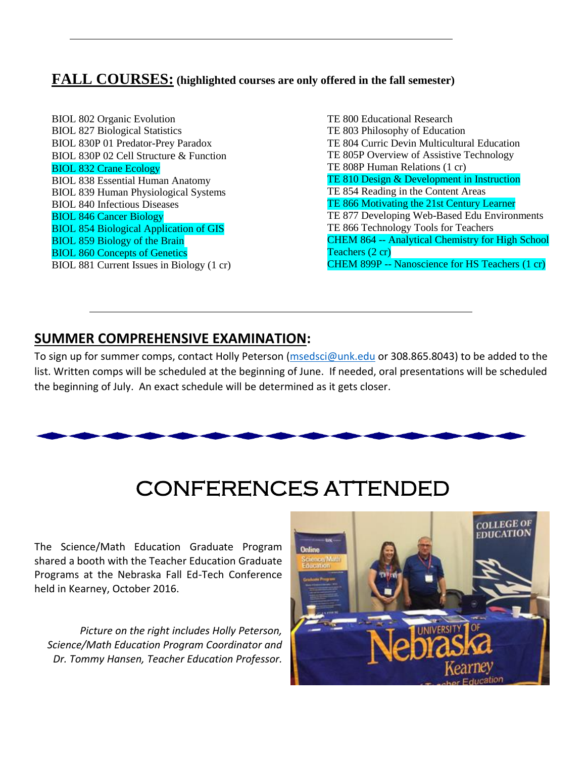## FALL COURSES: (highlighted courses are only offered in the fall semester)

BIOL 802 Organic Evolution
BIOL 827 Biological Statistics
BIOL 830P 01 Predator-Prey Paradox
BIOL 830P 02 Cell Structure & Function
BIOL 832 Crane Ecology
BIOL 838 Essential Human Anatomy
BIOL 839 Human Physiological Systems
BIOL 840 Infectious Diseases
BIOL 846 Cancer Biology
BIOL 854 Biological Application of GIS
BIOL 859 Biology of the Brain
BIOL 860 Concepts of Genetics
BIOL 881 Current Issues in Biology (1 cr)

TE 800 Educational Research
TE 803 Philosophy of Education
TE 804 Curric Devin Multicultural Education
TE 805P Overview of Assistive Technology
TE 808P Human Relations (1 cr)
TE 810 Design & Development in Instruction
TE 854 Reading in the Content Areas
TE 866 Motivating the 21st Century Learner
TE 877 Developing Web-Based Edu Environments
TE 866 Technology Tools for Teachers
CHEM 864 -- Analytical Chemistry for High School Teachers (2 cr)
CHEM 899P -- Nanoscience for HS Teachers (1 cr)

## SUMMER COMPREHENSIVE EXAMINATION:

To sign up for summer comps, contact Holly Peterson (msedsci@unk.edu or 308.865.8043) to be added to the list. Written comps will be scheduled at the beginning of June. If needed, oral presentations will be scheduled the beginning of July. An exact schedule will be determined as it gets closer.

# CONFERENCES ATTENDED

The Science/Math Education Graduate Program shared a booth with the Teacher Education Graduate Programs at the Nebraska Fall Ed-Tech Conference held in Kearney, October 2016.

*Picture on the right includes Holly Peterson, Science/Math Education Program Coordinator and Dr. Tommy Hansen, Teacher Education Professor.*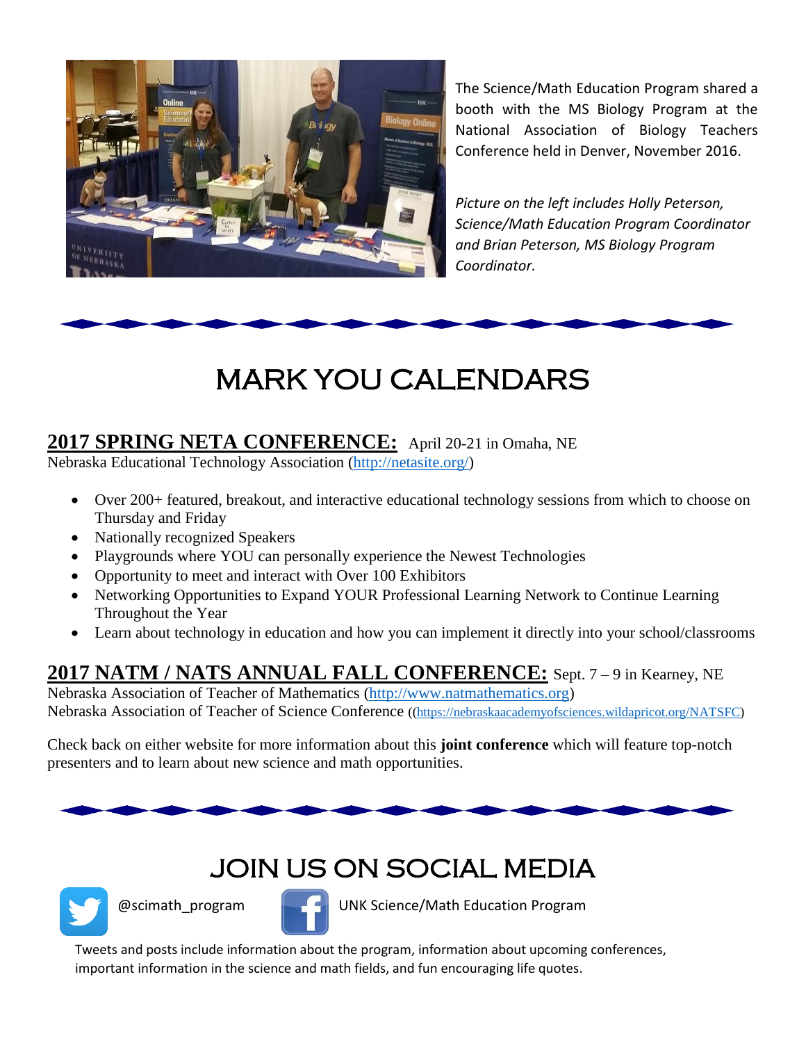The Science/Math Education Program shared a booth with the MS Biology Program at the National Association of Biology Teachers Conference held in Denver, November 2016.

*Picture on the left includes Holly Peterson, Science/Math Education Program Coordinator and Brian Peterson, MS Biology Program Coordinator.*

# MARK YOU CALENDARS

**2017 SPRING NETA CONFERENCE:** April 20-21 in Omaha, NE
Nebraska Educational Technology Association (http://netasite.org/)

- Over 200+ featured, breakout, and interactive educational technology sessions from which to choose on Thursday and Friday
- Nationally recognized Speakers
- Playgrounds where YOU can personally experience the Newest Technologies
- Opportunity to meet and interact with Over 100 Exhibitors
- Networking Opportunities to Expand YOUR Professional Learning Network to Continue Learning Throughout the Year
- Learn about technology in education and how you can implement it directly into your school/classrooms

**2017 NATM / NATS ANNUAL FALL CONFERENCE:** Sept. 7 – 9 in Kearney, NE
Nebraska Association of Teacher of Mathematics (http://www.natmathematics.org)
Nebraska Association of Teacher of Science Conference ((https://nebraskaacademyofsciences.wildapricot.org/NATSFC)

Check back on either website for more information about this **joint conference** which will feature top-notch presenters and to learn about new science and math opportunities.

# JOIN US ON SOCIAL MEDIA

@scimath_program UNK Science/Math Education Program

Tweets and posts include information about the program, information about upcoming conferences, important information in the science and math fields, and fun encouraging life quotes.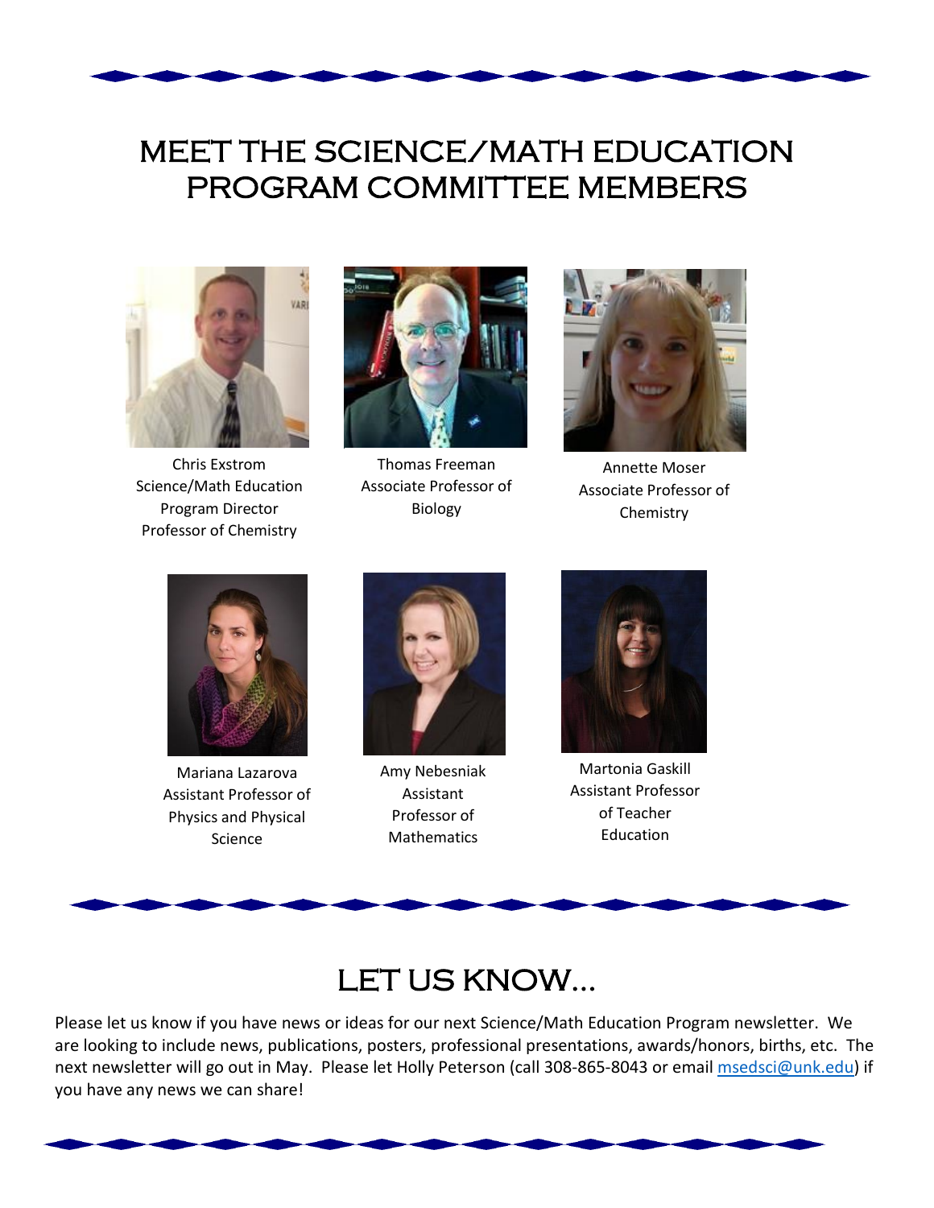# MEET THE SCIENCE/MATH EDUCATION PROGRAM COMMITTEE MEMBERS

Chris Exstrom
Science/Math Education Program Director
Professor of Chemistry

Thomas Freeman
Associate Professor of Biology

Annette Moser
Associate Professor of Chemistry

Mariana Lazarova
Assistant Professor of Physics and Physical Science

Amy Nebesniak
Assistant Professor of Mathematics

Martonia Gaskill
Assistant Professor of Teacher Education

# LET US KNOW...

Please let us know if you have news or ideas for our next Science/Math Education Program newsletter. We are looking to include news, publications, posters, professional presentations, awards/honors, births, etc. The next newsletter will go out in May. Please let Holly Peterson (call 308-865-8043 or email msedsci@unk.edu) if you have any news we can share!